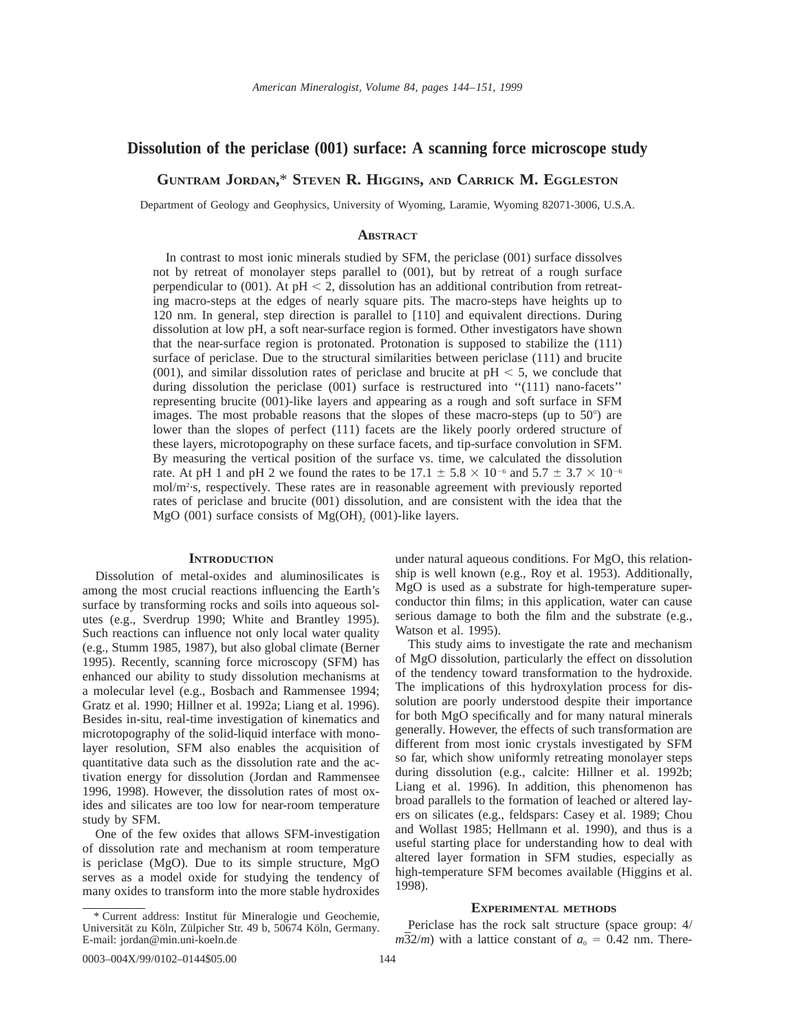# Dissolution of the periclase (001) surface: A scanning force microscope study

**GUNTRAM JORDAN,* STEVEN R. HIGGINS, AND CARRICK M. EGGLESTON**

Department of Geology and Geophysics, University of Wyoming, Laramie, Wyoming 82071-3006, U.S.A.

## ABSTRACT

In contrast to most ionic minerals studied by SFM, the periclase (001) surface dissolves not by retreat of monolayer steps parallel to (001), but by retreat of a rough surface perpendicular to (001). At pH $< 2$, dissolution has an additional contribution from retreating macro-steps at the edges of nearly square pits. The macro-steps have heights up to 120 nm. In general, step direction is parallel to [110] and equivalent directions. During dissolution at low pH, a soft near-surface region is formed. Other investigators have shown that the near-surface region is protonated. Protonation is supposed to stabilize the (111) surface of periclase. Due to the structural similarities between periclase (111) and brucite (001), and similar dissolution rates of periclase and brucite at pH $< 5$, we conclude that during dissolution the periclase (001) surface is restructured into ''(111) nano-facets'' representing brucite (001)-like layers and appearing as a rough and soft surface in SFM images. The most probable reasons that the slopes of these macro-steps (up to 50°) are lower than the slopes of perfect (111) facets are the likely poorly ordered structure of these layers, microtopography on these surface facets, and tip-surface convolution in SFM. By measuring the vertical position of the surface vs. time, we calculated the dissolution rate. At pH 1 and pH 2 we found the rates to be $17.1 \pm 5.8 \times 10^{-6}$ and $5.7 \pm 3.7 \times 10^{-6}$ mol/m$^2$·s, respectively. These rates are in reasonable agreement with previously reported rates of periclase and brucite (001) dissolution, and are consistent with the idea that the MgO (001) surface consists of $Mg(OH)_2$ (001)-like layers.

## INTRODUCTION

Dissolution of metal-oxides and aluminosilicates is among the most crucial reactions influencing the Earth's surface by transforming rocks and soils into aqueous solutes (e.g., Sverdrup 1990; White and Brantley 1995). Such reactions can influence not only local water quality (e.g., Stumm 1985, 1987), but also global climate (Berner 1995). Recently, scanning force microscopy (SFM) has enhanced our ability to study dissolution mechanisms at a molecular level (e.g., Bosbach and Rammensee 1994; Gratz et al. 1990; Hillner et al. 1992a; Liang et al. 1996). Besides in-situ, real-time investigation of kinematics and microtopography of the solid-liquid interface with monolayer resolution, SFM also enables the acquisition of quantitative data such as the dissolution rate and the activation energy for dissolution (Jordan and Rammensee 1996, 1998). However, the dissolution rates of most oxides and silicates are too low for near-room temperature study by SFM.

One of the few oxides that allows SFM-investigation of dissolution rate and mechanism at room temperature is periclase (MgO). Due to its simple structure, MgO serves as a model oxide for studying the tendency of many oxides to transform into the more stable hydroxides under natural aqueous conditions. For MgO, this relationship is well known (e.g., Roy et al. 1953). Additionally, MgO is used as a substrate for high-temperature superconductor thin films; in this application, water can cause serious damage to both the film and the substrate (e.g., Watson et al. 1995).

This study aims to investigate the rate and mechanism of MgO dissolution, particularly the effect on dissolution of the tendency toward transformation to the hydroxide. The implications of this hydroxylation process for dissolution are poorly understood despite their importance for both MgO specifically and for many natural minerals generally. However, the effects of such transformation are different from most ionic crystals investigated by SFM so far, which show uniformly retreating monolayer steps during dissolution (e.g., calcite: Hillner et al. 1992b; Liang et al. 1996). In addition, this phenomenon has broad parallels to the formation of leached or altered layers on silicates (e.g., feldspars: Casey et al. 1989; Chou and Wollast 1985; Hellmann et al. 1990), and thus is a useful starting place for understanding how to deal with altered layer formation in SFM studies, especially as high-temperature SFM becomes available (Higgins et al. 1998).

## EXPERIMENTAL METHODS

Periclase has the rock salt structure (space group: $4/m\bar{3}2/m$) with a lattice constant of $a_0 = 0.42$ nm. There-

* Current address: Institut für Mineralogie und Geochemie, Universität zu Köln, Zülpicher Str. 49 b, 50674 Köln, Germany. E-mail: jordan@min.uni-koeln.de

0003–004X/99/0102–0144$05.00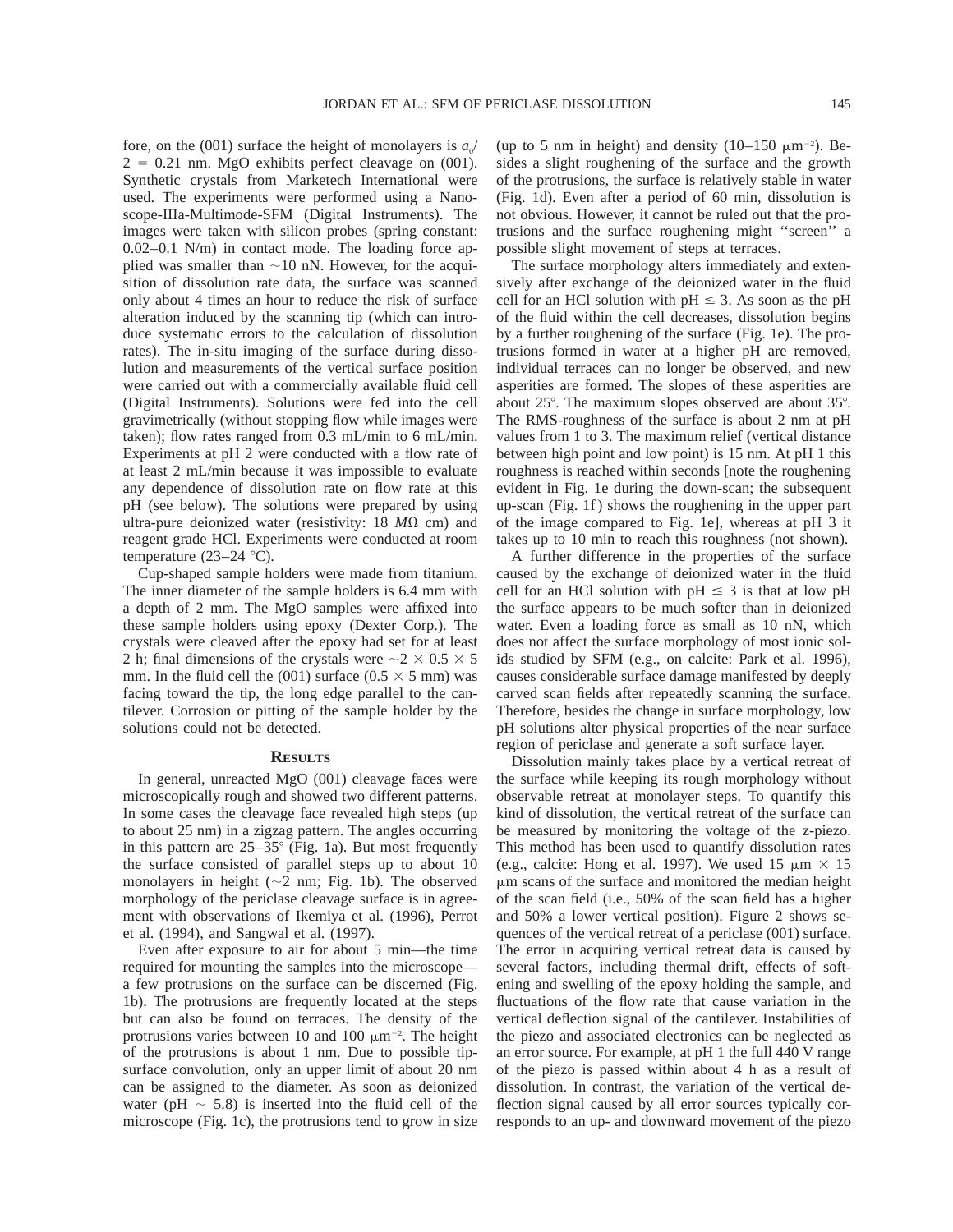fore, on the (001) surface the height of monolayers is $a_0/2 = 0.21$ nm. MgO exhibits perfect cleavage on (001). Synthetic crystals from Marketech International were used. The experiments were performed using a Nanoscope-IIIa-Multimode-SFM (Digital Instruments). The images were taken with silicon probes (spring constant: 0.02–0.1 N/m) in contact mode. The loading force applied was smaller than ~10 nN. However, for the acquisition of dissolution rate data, the surface was scanned only about 4 times an hour to reduce the risk of surface alteration induced by the scanning tip (which can introduce systematic errors to the calculation of dissolution rates). The in-situ imaging of the surface during dissolution and measurements of the vertical surface position were carried out with a commercially available fluid cell (Digital Instruments). Solutions were fed into the cell gravimetrically (without stopping flow while images were taken); flow rates ranged from 0.3 mL/min to 6 mL/min. Experiments at pH 2 were conducted with a flow rate of at least 2 mL/min because it was impossible to evaluate any dependence of dissolution rate on flow rate at this pH (see below). The solutions were prepared by using ultra-pure deionized water (resistivity: 18 $M\Omega$ cm) and reagent grade HCl. Experiments were conducted at room temperature (23–24 °C).

Cup-shaped sample holders were made from titanium. The inner diameter of the sample holders is 6.4 mm with a depth of 2 mm. The MgO samples were affixed into these sample holders using epoxy (Dexter Corp.). The crystals were cleaved after the epoxy had set for at least 2 h; final dimensions of the crystals were ~$2 \times 0.5 \times 5$ mm. In the fluid cell the (001) surface ($0.5 \times 5$ mm) was facing toward the tip, the long edge parallel to the cantilever. Corrosion or pitting of the sample holder by the solutions could not be detected.

## Results

In general, unreacted MgO (001) cleavage faces were microscopically rough and showed two different patterns. In some cases the cleavage face revealed high steps (up to about 25 nm) in a zigzag pattern. The angles occurring in this pattern are 25–35° (Fig. 1a). But most frequently the surface consisted of parallel steps up to about 10 monolayers in height (~2 nm; Fig. 1b). The observed morphology of the periclase cleavage surface is in agreement with observations of Ikemiya et al. (1996), Perrot et al. (1994), and Sangwal et al. (1997).

Even after exposure to air for about 5 min—the time required for mounting the samples into the microscope—a few protrusions on the surface can be discerned (Fig. 1b). The protrusions are frequently located at the steps but can also be found on terraces. The density of the protrusions varies between 10 and 100 $\mu m^{-2}$. The height of the protrusions is about 1 nm. Due to possible tip-surface convolution, only an upper limit of about 20 nm can be assigned to the diameter. As soon as deionized water (pH ~ 5.8) is inserted into the fluid cell of the microscope (Fig. 1c), the protrusions tend to grow in size (up to 5 nm in height) and density (10–150 $\mu m^{-2}$). Besides a slight roughening of the surface and the growth of the protrusions, the surface is relatively stable in water (Fig. 1d). Even after a period of 60 min, dissolution is not obvious. However, it cannot be ruled out that the protrusions and the surface roughening might "screen" a possible slight movement of steps at terraces.

The surface morphology alters immediately and extensively after exchange of the deionized water in the fluid cell for an HCl solution with pH ≤ 3. As soon as the pH of the fluid within the cell decreases, dissolution begins by a further roughening of the surface (Fig. 1e). The protrusions formed in water at a higher pH are removed, individual terraces can no longer be observed, and new asperities are formed. The slopes of these asperities are about 25°. The maximum slopes observed are about 35°. The RMS-roughness of the surface is about 2 nm at pH values from 1 to 3. The maximum relief (vertical distance between high point and low point) is 15 nm. At pH 1 this roughness is reached within seconds [note the roughening evident in Fig. 1e during the down-scan; the subsequent up-scan (Fig. 1f) shows the roughening in the upper part of the image compared to Fig. 1e], whereas at pH 3 it takes up to 10 min to reach this roughness (not shown).

A further difference in the properties of the surface caused by the exchange of deionized water in the fluid cell for an HCl solution with pH ≤ 3 is that at low pH the surface appears to be much softer than in deionized water. Even a loading force as small as 10 nN, which does not affect the surface morphology of most ionic solids studied by SFM (e.g., on calcite: Park et al. 1996), causes considerable surface damage manifested by deeply carved scan fields after repeatedly scanning the surface. Therefore, besides the change in surface morphology, low pH solutions alter physical properties of the near surface region of periclase and generate a soft surface layer.

Dissolution mainly takes place by a vertical retreat of the surface while keeping its rough morphology without observable retreat at monolayer steps. To quantify this kind of dissolution, the vertical retreat of the surface can be measured by monitoring the voltage of the z-piezo. This method has been used to quantify dissolution rates (e.g., calcite: Hong et al. 1997). We used 15 $\mu m \times 15$ $\mu m$ scans of the surface and monitored the median height of the scan field (i.e., 50% of the scan field has a higher and 50% a lower vertical position). Figure 2 shows sequences of the vertical retreat of a periclase (001) surface. The error in acquiring vertical retreat data is caused by several factors, including thermal drift, effects of softening and swelling of the epoxy holding the sample, and fluctuations of the flow rate that cause variation in the vertical deflection signal of the cantilever. Instabilities of the piezo and associated electronics can be neglected as an error source. For example, at pH 1 the full 440 V range of the piezo is passed within about 4 h as a result of dissolution. In contrast, the variation of the vertical deflection signal caused by all error sources typically corresponds to an up- and downward movement of the piezo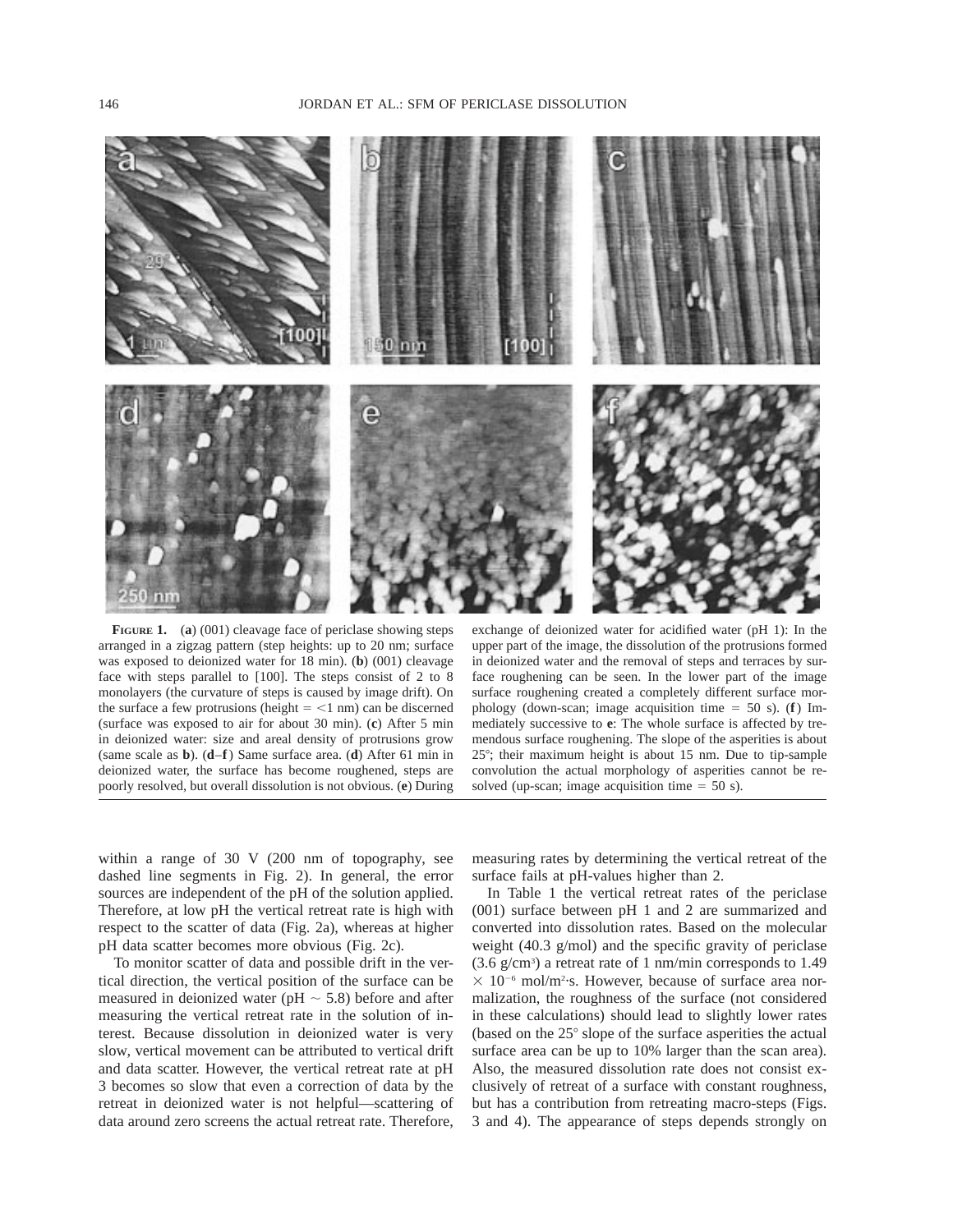**FIGURE 1.** (**a**) (001) cleavage face of periclase showing steps arranged in a zigzag pattern (step heights: up to 20 nm; surface was exposed to deionized water for 18 min). (**b**) (001) cleavage face with steps parallel to [100]. The steps consist of 2 to 8 monolayers (the curvature of steps is caused by image drift). On the surface a few protrusions (height = <1 nm) can be discerned (surface was exposed to air for about 30 min). (**c**) After 5 min in deionized water: size and areal density of protrusions grow (same scale as **b**). (**d–f**) Same surface area. (**d**) After 61 min in deionized water, the surface has become roughened, steps are poorly resolved, but overall dissolution is not obvious. (**e**) During exchange of deionized water for acidified water (pH 1): In the upper part of the image, the dissolution of the protrusions formed in deionized water and the removal of steps and terraces by surface roughening can be seen. In the lower part of the image surface roughening created a completely different surface morphology (down-scan; image acquisition time = 50 s). (**f**) Immediately successive to **e**: The whole surface is affected by tremendous surface roughening. The slope of the asperities is about 25°; their maximum height is about 15 nm. Due to tip-sample convolution the actual morphology of asperities cannot be resolved (up-scan; image acquisition time = 50 s).

within a range of 30 V (200 nm of topography, see dashed line segments in Fig. 2). In general, the error sources are independent of the pH of the solution applied. Therefore, at low pH the vertical retreat rate is high with respect to the scatter of data (Fig. 2a), whereas at higher pH data scatter becomes more obvious (Fig. 2c).

To monitor scatter of data and possible drift in the vertical direction, the vertical position of the surface can be measured in deionized water (pH ~ 5.8) before and after measuring the vertical retreat rate in the solution of interest. Because dissolution in deionized water is very slow, vertical movement can be attributed to vertical drift and data scatter. However, the vertical retreat rate at pH 3 becomes so slow that even a correction of data by the retreat in deionized water is not helpful—scattering of data around zero screens the actual retreat rate. Therefore, measuring rates by determining the vertical retreat of the surface fails at pH-values higher than 2.

In Table 1 the vertical retreat rates of the periclase (001) surface between pH 1 and 2 are summarized and converted into dissolution rates. Based on the molecular weight (40.3 g/mol) and the specific gravity of periclase (3.6 g/cm$^3$) a retreat rate of 1 nm/min corresponds to 1.49 $\times$ $10^{-6}$ mol/m$^2$·s. However, because of surface area normalization, the roughness of the surface (not considered in these calculations) should lead to slightly lower rates (based on the 25° slope of the surface asperities the actual surface area can be up to 10% larger than the scan area). Also, the measured dissolution rate does not consist exclusively of retreat of a surface with constant roughness, but has a contribution from retreating macro-steps (Figs. 3 and 4). The appearance of steps depends strongly on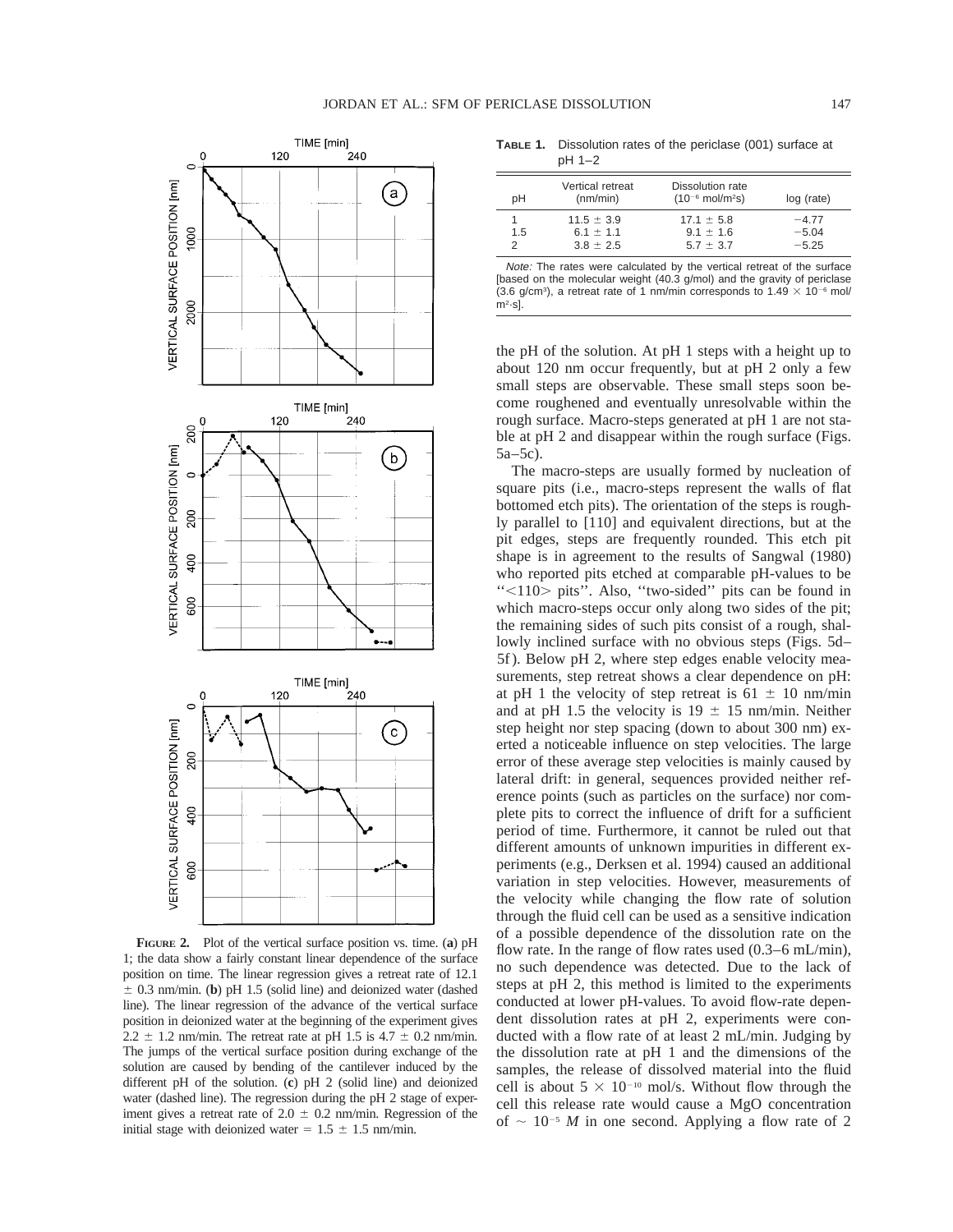**FIGURE 2.** Plot of the vertical surface position vs. time. (**a**) pH 1; the data show a fairly constant linear dependence of the surface position on time. The linear regression gives a retreat rate of 12.1 ± 0.3 nm/min. (**b**) pH 1.5 (solid line) and deionized water (dashed line). The linear regression of the advance of the vertical surface position in deionized water at the beginning of the experiment gives 2.2 ± 1.2 nm/min. The retreat rate at pH 1.5 is 4.7 ± 0.2 nm/min. The jumps of the vertical surface position during exchange of the solution are caused by bending of the cantilever induced by the different pH of the solution. (**c**) pH 2 (solid line) and deionized water (dashed line). The regression during the pH 2 stage of experiment gives a retreat rate of 2.0 ± 0.2 nm/min. Regression of the initial stage with deionized water = 1.5 ± 1.5 nm/min.

**TABLE 1.** Dissolution rates of the periclase (001) surface at pH 1–2

| pH | Vertical retreat (nm/min) | Dissolution rate ($10^{-6}$ mol/m²s) | log (rate) |
|---|---|---|---|
| 1 | 11.5 ± 3.9 | 17.1 ± 5.8 | −4.77 |
| 1.5 | 6.1 ± 1.1 | 9.1 ± 1.6 | −5.04 |
| 2 | 3.8 ± 2.5 | 5.7 ± 3.7 | −5.25 |

*Note:* The rates were calculated by the vertical retreat of the surface [based on the molecular weight (40.3 g/mol) and the gravity of periclase (3.6 g/cm³), a retreat rate of 1 nm/min corresponds to $1.49 \times 10^{-6}$ mol/m²·s].

the pH of the solution. At pH 1 steps with a height up to about 120 nm occur frequently, but at pH 2 only a few small steps are observable. These small steps soon become roughened and eventually unresolvable within the rough surface. Macro-steps generated at pH 1 are not stable at pH 2 and disappear within the rough surface (Figs. 5a–5c).

The macro-steps are usually formed by nucleation of square pits (i.e., macro-steps represent the walls of flat bottomed etch pits). The orientation of the steps is roughly parallel to [110] and equivalent directions, but at the pit edges, steps are frequently rounded. This etch pit shape is in agreement to the results of Sangwal (1980) who reported pits etched at comparable pH-values to be ''<110> pits''. Also, ''two-sided'' pits can be found in which macro-steps occur only along two sides of the pit; the remaining sides of such pits consist of a rough, shallowly inclined surface with no obvious steps (Figs. 5d–5f). Below pH 2, where step edges enable velocity measurements, step retreat shows a clear dependence on pH: at pH 1 the velocity of step retreat is 61 ± 10 nm/min and at pH 1.5 the velocity is 19 ± 15 nm/min. Neither step height nor step spacing (down to about 300 nm) exerted a noticeable influence on step velocities. The large error of these average step velocities is mainly caused by lateral drift: in general, sequences provided neither reference points (such as particles on the surface) nor complete pits to correct the influence of drift for a sufficient period of time. Furthermore, it cannot be ruled out that different amounts of unknown impurities in different experiments (e.g., Derksen et al. 1994) caused an additional variation in step velocities. However, measurements of the velocity while changing the flow rate of solution through the fluid cell can be used as a sensitive indication of a possible dependence of the dissolution rate on the flow rate. In the range of flow rates used (0.3–6 mL/min), no such dependence was detected. Due to the lack of steps at pH 2, this method is limited to the experiments conducted at lower pH-values. To avoid flow-rate dependent dissolution rates at pH 2, experiments were conducted with a flow rate of at least 2 mL/min. Judging by the dissolution rate at pH 1 and the dimensions of the samples, the release of dissolved material into the fluid cell is about $5 \times 10^{-10}$ mol/s. Without flow through the cell this release rate would cause a MgO concentration of $\sim 10^{-5}$ *M* in one second. Applying a flow rate of 2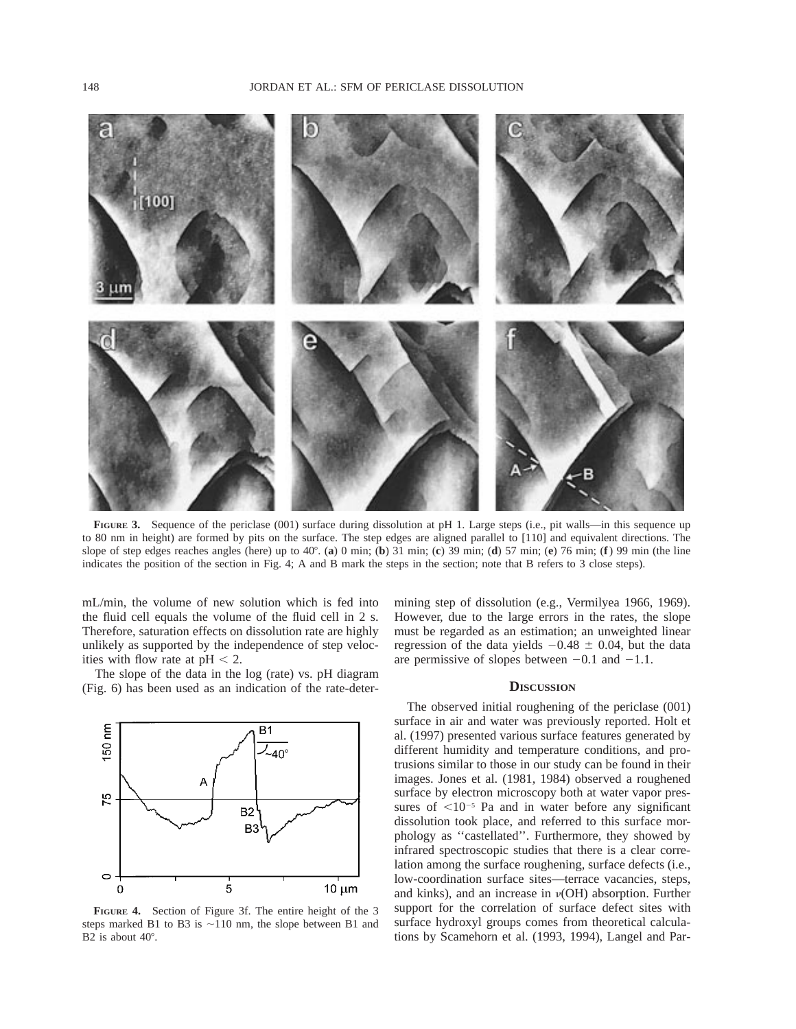**FIGURE 3.** Sequence of the periclase (001) surface during dissolution at pH 1. Large steps (i.e., pit walls—in this sequence up to 80 nm in height) are formed by pits on the surface. The step edges are aligned parallel to [110] and equivalent directions. The slope of step edges reaches angles (here) up to 40°. (**a**) 0 min; (**b**) 31 min; (**c**) 39 min; (**d**) 57 min; (**e**) 76 min; (**f**) 99 min (the line indicates the position of the section in Fig. 4; A and B mark the steps in the section; note that B refers to 3 close steps).

mL/min, the volume of new solution which is fed into the fluid cell equals the volume of the fluid cell in 2 s. Therefore, saturation effects on dissolution rate are highly unlikely as supported by the independence of step velocities with flow rate at pH $< 2$.

The slope of the data in the log (rate) vs. pH diagram (Fig. 6) has been used as an indication of the rate-determining step of dissolution (e.g., Vermilyea 1966, 1969). However, due to the large errors in the rates, the slope must be regarded as an estimation; an unweighted linear regression of the data yields $-0.48 \pm 0.04$, but the data are permissive of slopes between $-0.1$ and $-1.1$.

**FIGURE 4.** Section of Figure 3f. The entire height of the 3 steps marked B1 to B3 is ~110 nm, the slope between B1 and B2 is about 40°.

## DISCUSSION

The observed initial roughening of the periclase (001) surface in air and water was previously reported. Holt et al. (1997) presented various surface features generated by different humidity and temperature conditions, and protrusions similar to those in our study can be found in their images. Jones et al. (1981, 1984) observed a roughened surface by electron microscopy both at water vapor pressures of $<10^{-5}$ Pa and in water before any significant dissolution took place, and referred to this surface morphology as ''castellated''. Furthermore, they showed by infrared spectroscopic studies that there is a clear correlation among the surface roughening, surface defects (i.e., low-coordination surface sites—terrace vacancies, steps, and kinks), and an increase in $\nu$(OH) absorption. Further support for the correlation of surface defect sites with surface hydroxyl groups comes from theoretical calculations by Scamehorn et al. (1993, 1994), Langel and Par-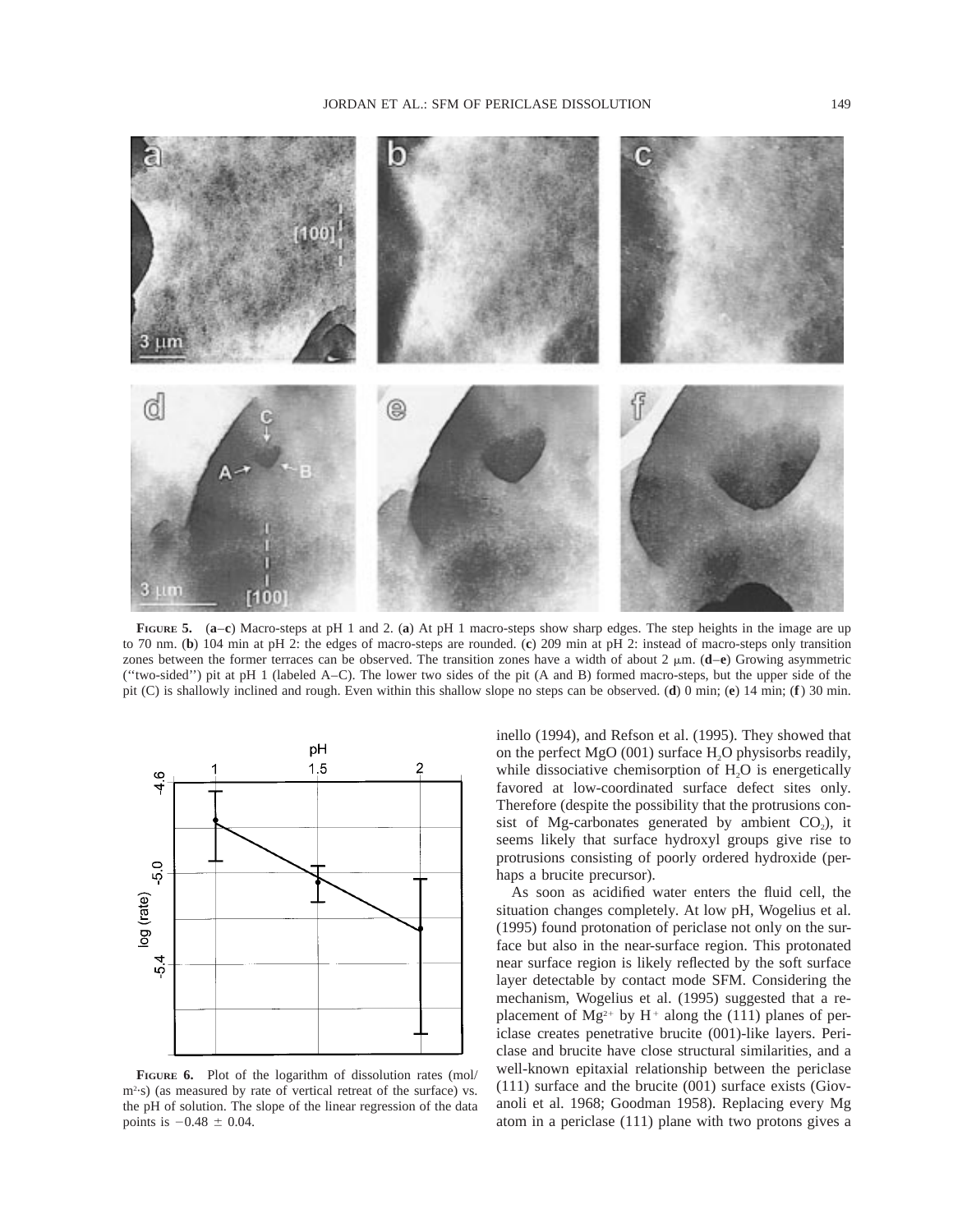**FIGURE 5.** (**a–c**) Macro-steps at pH 1 and 2. (**a**) At pH 1 macro-steps show sharp edges. The step heights in the image are up to 70 nm. (**b**) 104 min at pH 2: the edges of macro-steps are rounded. (**c**) 209 min at pH 2: instead of macro-steps only transition zones between the former terraces can be observed. The transition zones have a width of about 2 μm. (**d–e**) Growing asymmetric (''two-sided'') pit at pH 1 (labeled A–C). The lower two sides of the pit (A and B) formed macro-steps, but the upper side of the pit (C) is shallowly inclined and rough. Even within this shallow slope no steps can be observed. (**d**) 0 min; (**e**) 14 min; (**f**) 30 min.

**FIGURE 6.** Plot of the logarithm of dissolution rates (mol/m$^2$·s) (as measured by rate of vertical retreat of the surface) vs. the pH of solution. The slope of the linear regression of the data points is $-0.48 \pm 0.04$.

inello (1994), and Refson et al. (1995). They showed that on the perfect MgO (001) surface $H_2O$ physisorbs readily, while dissociative chemisorption of $H_2O$ is energetically favored at low-coordinated surface defect sites only. Therefore (despite the possibility that the protrusions consist of Mg-carbonates generated by ambient $CO_2$), it seems likely that surface hydroxyl groups give rise to protrusions consisting of poorly ordered hydroxide (perhaps a brucite precursor).

As soon as acidified water enters the fluid cell, the situation changes completely. At low pH, Wogelius et al. (1995) found protonation of periclase not only on the surface but also in the near-surface region. This protonated near surface region is likely reflected by the soft surface layer detectable by contact mode SFM. Considering the mechanism, Wogelius et al. (1995) suggested that a replacement of $Mg^{2+}$ by $H^+$ along the (111) planes of periclase creates penetrative brucite (001)-like layers. Periclase and brucite have close structural similarities, and a well-known epitaxial relationship between the periclase (111) surface and the brucite (001) surface exists (Giovanoli et al. 1968; Goodman 1958). Replacing every Mg atom in a periclase (111) plane with two protons gives a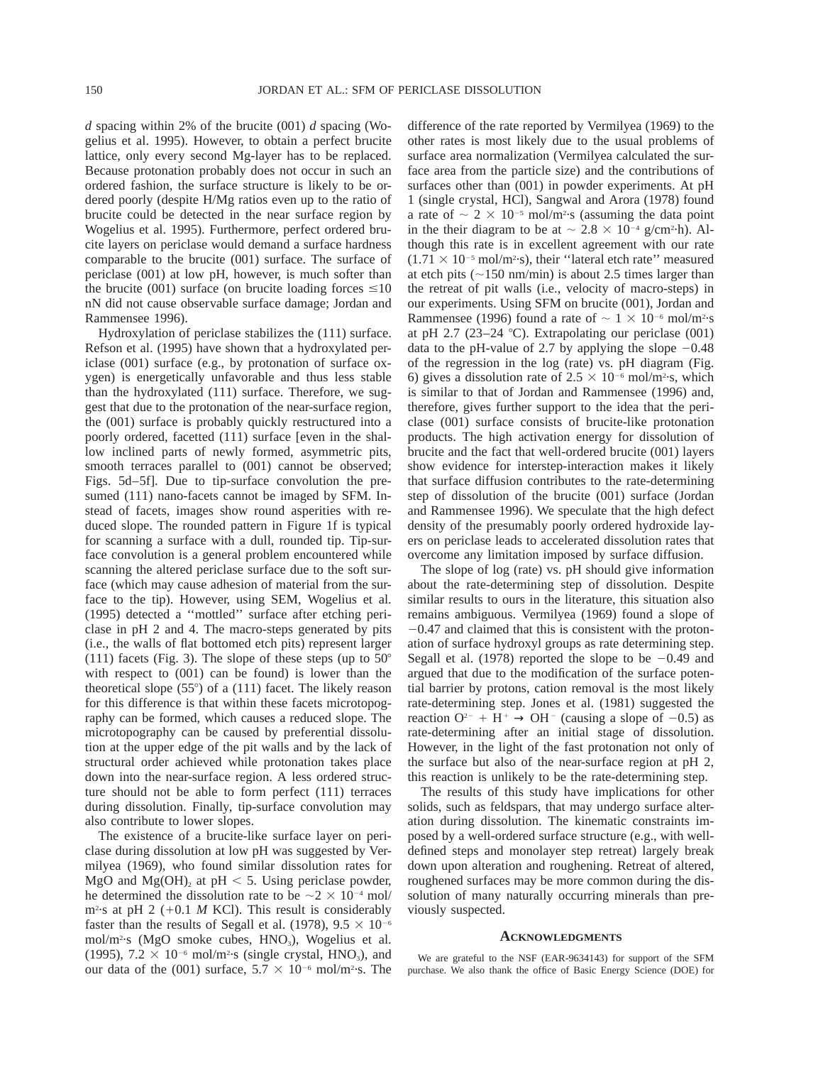*d* spacing within 2% of the brucite (001) *d* spacing (Wogelius et al. 1995). However, to obtain a perfect brucite lattice, only every second Mg-layer has to be replaced. Because protonation probably does not occur in such an ordered fashion, the surface structure is likely to be ordered poorly (despite H/Mg ratios even up to the ratio of brucite could be detected in the near surface region by Wogelius et al. 1995). Furthermore, perfect ordered brucite layers on periclase would demand a surface hardness comparable to the brucite (001) surface. The surface of periclase (001) at low pH, however, is much softer than the brucite (001) surface (on brucite loading forces ≤10 nN did not cause observable surface damage; Jordan and Rammensee 1996).

Hydroxylation of periclase stabilizes the (111) surface. Refson et al. (1995) have shown that a hydroxylated periclase (001) surface (e.g., by protonation of surface oxygen) is energetically unfavorable and thus less stable than the hydroxylated (111) surface. Therefore, we suggest that due to the protonation of the near-surface region, the (001) surface is probably quickly restructured into a poorly ordered, facetted (111) surface [even in the shallow inclined parts of newly formed, asymmetric pits, smooth terraces parallel to (001) cannot be observed; Figs. 5d–5f]. Due to tip-surface convolution the presumed (111) nano-facets cannot be imaged by SFM. Instead of facets, images show round asperities with reduced slope. The rounded pattern in Figure 1f is typical for scanning a surface with a dull, rounded tip. Tip-surface convolution is a general problem encountered while scanning the altered periclase surface due to the soft surface (which may cause adhesion of material from the surface to the tip). However, using SEM, Wogelius et al. (1995) detected a ''mottled'' surface after etching periclase in pH 2 and 4. The macro-steps generated by pits (i.e., the walls of flat bottomed etch pits) represent larger (111) facets (Fig. 3). The slope of these steps (up to 50° with respect to (001) can be found) is lower than the theoretical slope (55°) of a (111) facet. The likely reason for this difference is that within these facets microtopography can be formed, which causes a reduced slope. The microtopography can be caused by preferential dissolution at the upper edge of the pit walls and by the lack of structural order achieved while protonation takes place down into the near-surface region. A less ordered structure should not be able to form perfect (111) terraces during dissolution. Finally, tip-surface convolution may also contribute to lower slopes.

The existence of a brucite-like surface layer on periclase during dissolution at low pH was suggested by Vermilyea (1969), who found similar dissolution rates for MgO and $Mg(OH)_2$ at pH < 5. Using periclase powder, he determined the dissolution rate to be $\sim 2 \times 10^{-4}$ mol/m$^2$·s at pH 2 (+0.1 *M* KCl). This result is considerably faster than the results of Segall et al. (1978), $9.5 \times 10^{-6}$ mol/m$^2$·s (MgO smoke cubes, $HNO_3$), Wogelius et al. (1995), $7.2 \times 10^{-6}$ mol/m$^2$·s (single crystal, $HNO_3$), and our data of the (001) surface, $5.7 \times 10^{-6}$ mol/m$^2$·s. The difference of the rate reported by Vermilyea (1969) to the other rates is most likely due to the usual problems of surface area normalization (Vermilyea calculated the surface area from the particle size) and the contributions of surfaces other than (001) in powder experiments. At pH 1 (single crystal, HCl), Sangwal and Arora (1978) found a rate of $\sim 2 \times 10^{-5}$ mol/m$^2$·s (assuming the data point in the their diagram to be at $\sim 2.8 \times 10^{-4}$ g/cm$^2$·h). Although this rate is in excellent agreement with our rate ($1.71 \times 10^{-5}$ mol/m$^2$·s), their ''lateral etch rate'' measured at etch pits (~150 nm/min) is about 2.5 times larger than the retreat of pit walls (i.e., velocity of macro-steps) in our experiments. Using SFM on brucite (001), Jordan and Rammensee (1996) found a rate of $\sim 1 \times 10^{-6}$ mol/m$^2$·s at pH 2.7 (23–24 °C). Extrapolating our periclase (001) data to the pH-value of 2.7 by applying the slope −0.48 of the regression in the log (rate) vs. pH diagram (Fig. 6) gives a dissolution rate of $2.5 \times 10^{-6}$ mol/m$^2$·s, which is similar to that of Jordan and Rammensee (1996) and, therefore, gives further support to the idea that the periclase (001) surface consists of brucite-like protonation products. The high activation energy for dissolution of brucite and the fact that well-ordered brucite (001) layers show evidence for interstep-interaction makes it likely that surface diffusion contributes to the rate-determining step of dissolution of the brucite (001) surface (Jordan and Rammensee 1996). We speculate that the high defect density of the presumably poorly ordered hydroxide layers on periclase leads to accelerated dissolution rates that overcome any limitation imposed by surface diffusion.

The slope of log (rate) vs. pH should give information about the rate-determining step of dissolution. Despite similar results to ours in the literature, this situation also remains ambiguous. Vermilyea (1969) found a slope of −0.47 and claimed that this is consistent with the protonation of surface hydroxyl groups as rate determining step. Segall et al. (1978) reported the slope to be −0.49 and argued that due to the modification of the surface potential barrier by protons, cation removal is the most likely rate-determining step. Jones et al. (1981) suggested the reaction $O^{2-} + H^+ \rightarrow OH^-$ (causing a slope of −0.5) as rate-determining after an initial stage of dissolution. However, in the light of the fast protonation not only of the surface but also of the near-surface region at pH 2, this reaction is unlikely to be the rate-determining step.

The results of this study have implications for other solids, such as feldspars, that may undergo surface alteration during dissolution. The kinematic constraints imposed by a well-ordered surface structure (e.g., with well-defined steps and monolayer step retreat) largely break down upon alteration and roughening. Retreat of altered, roughened surfaces may be more common during the dissolution of many naturally occurring minerals than previously suspected.

## Acknowledgments

We are grateful to the NSF (EAR-9634143) for support of the SFM purchase. We also thank the office of Basic Energy Science (DOE) for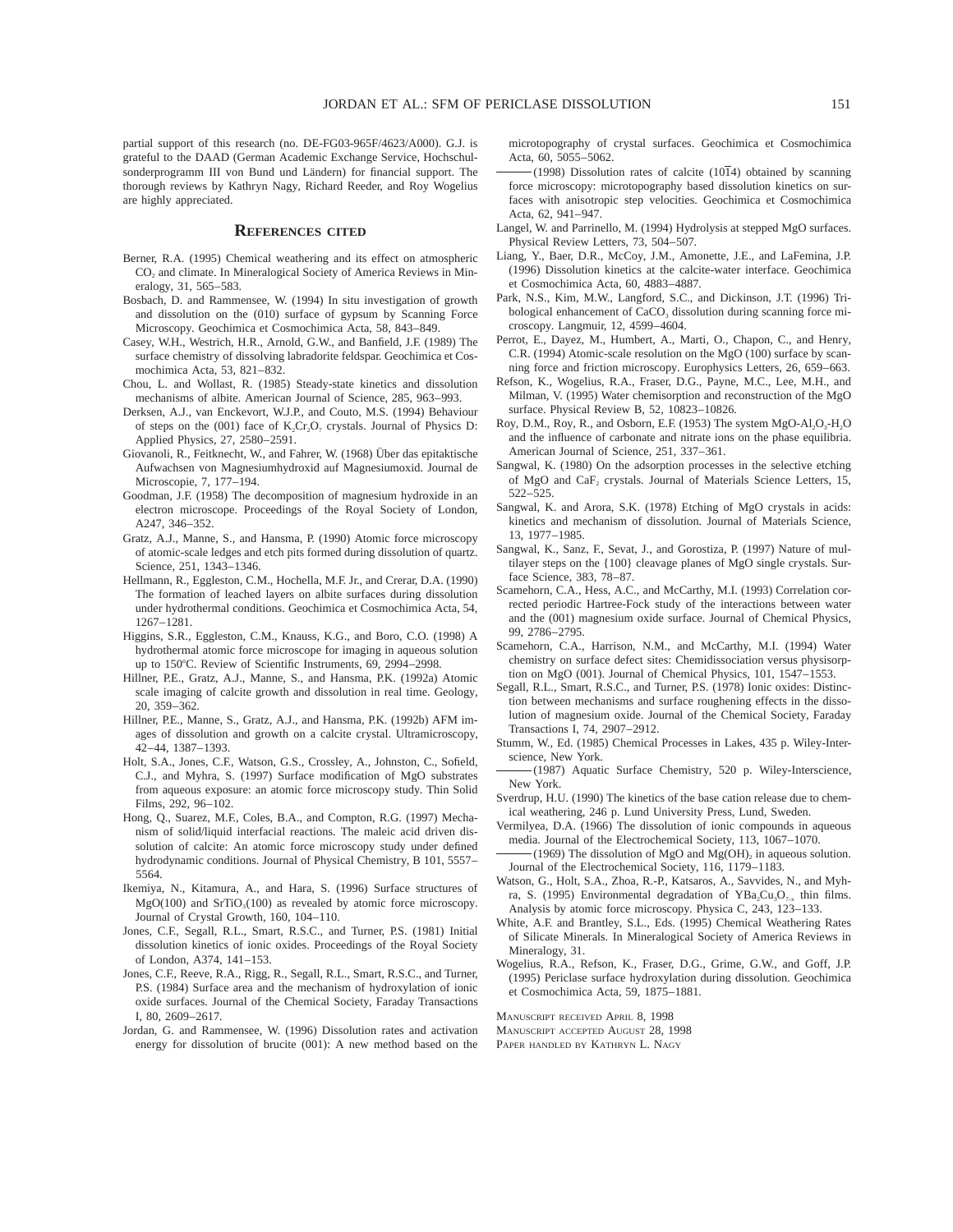partial support of this research (no. DE-FG03-965F/4623/A000). G.J. is grateful to the DAAD (German Academic Exchange Service, Hochschulsonderprogramm III von Bund und Ländern) for financial support. The thorough reviews by Kathryn Nagy, Richard Reeder, and Roy Wogelius are highly appreciated.

## References cited

Berner, R.A. (1995) Chemical weathering and its effect on atmospheric $CO_2$ and climate. In Mineralogical Society of America Reviews in Mineralogy, 31, 565–583.

Bosbach, D. and Rammensee, W. (1994) In situ investigation of growth and dissolution on the (010) surface of gypsum by Scanning Force Microscopy. Geochimica et Cosmochimica Acta, 58, 843–849.

Casey, W.H., Westrich, H.R., Arnold, G.W., and Banfield, J.F. (1989) The surface chemistry of dissolving labradorite feldspar. Geochimica et Cosmochimica Acta, 53, 821–832.

Chou, L. and Wollast, R. (1985) Steady-state kinetics and dissolution mechanisms of albite. American Journal of Science, 285, 963–993.

Derksen, A.J., van Enckevort, W.J.P., and Couto, M.S. (1994) Behaviour of steps on the (001) face of $K_2Cr_2O_7$ crystals. Journal of Physics D: Applied Physics, 27, 2580–2591.

Giovanoli, R., Feitknecht, W., and Fahrer, W. (1968) Über das epitaktische Aufwachsen von Magnesiumhydroxid auf Magnesiumoxid. Journal de Microscopie, 7, 177–194.

Goodman, J.F. (1958) The decomposition of magnesium hydroxide in an electron microscope. Proceedings of the Royal Society of London, A247, 346–352.

Gratz, A.J., Manne, S., and Hansma, P. (1990) Atomic force microscopy of atomic-scale ledges and etch pits formed during dissolution of quartz. Science, 251, 1343–1346.

Hellmann, R., Eggleston, C.M., Hochella, M.F. Jr., and Crerar, D.A. (1990) The formation of leached layers on albite surfaces during dissolution under hydrothermal conditions. Geochimica et Cosmochimica Acta, 54, 1267–1281.

Higgins, S.R., Eggleston, C.M., Knauss, K.G., and Boro, C.O. (1998) A hydrothermal atomic force microscope for imaging in aqueous solution up to 150°C. Review of Scientific Instruments, 69, 2994–2998.

Hillner, P.E., Gratz, A.J., Manne, S., and Hansma, P.K. (1992a) Atomic scale imaging of calcite growth and dissolution in real time. Geology, 20, 359–362.

Hillner, P.E., Manne, S., Gratz, A.J., and Hansma, P.K. (1992b) AFM images of dissolution and growth on a calcite crystal. Ultramicroscopy, 42–44, 1387–1393.

Holt, S.A., Jones, C.F., Watson, G.S., Crossley, A., Johnston, C., Sofield, C.J., and Myhra, S. (1997) Surface modification of MgO substrates from aqueous exposure: an atomic force microscopy study. Thin Solid Films, 292, 96–102.

Hong, Q., Suarez, M.F., Coles, B.A., and Compton, R.G. (1997) Mechanism of solid/liquid interfacial reactions. The maleic acid driven dissolution of calcite: An atomic force microscopy study under defined hydrodynamic conditions. Journal of Physical Chemistry, B 101, 5557–5564.

Ikemiya, N., Kitamura, A., and Hara, S. (1996) Surface structures of MgO(100) and $SrTiO_3$(100) as revealed by atomic force microscopy. Journal of Crystal Growth, 160, 104–110.

Jones, C.F., Segall, R.L., Smart, R.S.C., and Turner, P.S. (1981) Initial dissolution kinetics of ionic oxides. Proceedings of the Royal Society of London, A374, 141–153.

Jones, C.F., Reeve, R.A., Rigg, R., Segall, R.L., Smart, R.S.C., and Turner, P.S. (1984) Surface area and the mechanism of hydroxylation of ionic oxide surfaces. Journal of the Chemical Society, Faraday Transactions I, 80, 2609–2617.

Jordan, G. and Rammensee, W. (1996) Dissolution rates and activation energy for dissolution of brucite (001): A new method based on the microtopography of crystal surfaces. Geochimica et Cosmochimica Acta, 60, 5055–5062.

——— (1998) Dissolution rates of calcite ($10\bar{1}4$) obtained by scanning force microscopy: microtopography based dissolution kinetics on surfaces with anisotropic step velocities. Geochimica et Cosmochimica Acta, 62, 941–947.

Langel, W. and Parrinello, M. (1994) Hydrolysis at stepped MgO surfaces. Physical Review Letters, 73, 504–507.

Liang, Y., Baer, D.R., McCoy, J.M., Amonette, J.E., and LaFemina, J.P. (1996) Dissolution kinetics at the calcite-water interface. Geochimica et Cosmochimica Acta, 60, 4883–4887.

Park, N.S., Kim, M.W., Langford, S.C., and Dickinson, J.T. (1996) Tribological enhancement of $CaCO_3$ dissolution during scanning force microscopy. Langmuir, 12, 4599–4604.

Perrot, E., Dayez, M., Humbert, A., Marti, O., Chapon, C., and Henry, C.R. (1994) Atomic-scale resolution on the MgO (100) surface by scanning force and friction microscopy. Europhysics Letters, 26, 659–663.

Refson, K., Wogelius, R.A., Fraser, D.G., Payne, M.C., Lee, M.H., and Milman, V. (1995) Water chemisorption and reconstruction of the MgO surface. Physical Review B, 52, 10823–10826.

Roy, D.M., Roy, R., and Osborn, E.F. (1953) The system MgO-$Al_2O_3$-$H_2O$ and the influence of carbonate and nitrate ions on the phase equilibria. American Journal of Science, 251, 337–361.

Sangwal, K. (1980) On the adsorption processes in the selective etching of MgO and $CaF_2$ crystals. Journal of Materials Science Letters, 15, 522–525.

Sangwal, K. and Arora, S.K. (1978) Etching of MgO crystals in acids: kinetics and mechanism of dissolution. Journal of Materials Science, 13, 1977–1985.

Sangwal, K., Sanz, F., Sevat, J., and Gorostiza, P. (1997) Nature of multilayer steps on the {100} cleavage planes of MgO single crystals. Surface Science, 383, 78–87.

Scamehorn, C.A., Hess, A.C., and McCarthy, M.I. (1993) Correlation corrected periodic Hartree-Fock study of the interactions between water and the (001) magnesium oxide surface. Journal of Chemical Physics, 99, 2786–2795.

Scamehorn, C.A., Harrison, N.M., and McCarthy, M.I. (1994) Water chemistry on surface defect sites: Chemidissociation versus physisorption on MgO (001). Journal of Chemical Physics, 101, 1547–1553.

Segall, R.L., Smart, R.S.C., and Turner, P.S. (1978) Ionic oxides: Distinction between mechanisms and surface roughening effects in the dissolution of magnesium oxide. Journal of the Chemical Society, Faraday Transactions I, 74, 2907–2912.

Stumm, W., Ed. (1985) Chemical Processes in Lakes, 435 p. Wiley-Interscience, New York.

——— (1987) Aquatic Surface Chemistry, 520 p. Wiley-Interscience, New York.

Sverdrup, H.U. (1990) The kinetics of the base cation release due to chemical weathering, 246 p. Lund University Press, Lund, Sweden.

Vermilyea, D.A. (1966) The dissolution of ionic compounds in aqueous media. Journal of the Electrochemical Society, 113, 1067–1070.

——— (1969) The dissolution of MgO and $Mg(OH)_2$ in aqueous solution. Journal of the Electrochemical Society, 116, 1179–1183.

Watson, G., Holt, S.A., Zhoa, R.-P., Katsaros, A., Savvides, N., and Myhra, S. (1995) Environmental degradation of $YBa_2Cu_3O_{7-x}$ thin films. Analysis by atomic force microscopy. Physica C, 243, 123–133.

White, A.F. and Brantley, S.L., Eds. (1995) Chemical Weathering Rates of Silicate Minerals. In Mineralogical Society of America Reviews in Mineralogy, 31.

Wogelius, R.A., Refson, K., Fraser, D.G., Grime, G.W., and Goff, J.P. (1995) Periclase surface hydroxylation during dissolution. Geochimica et Cosmochimica Acta, 59, 1875–1881.

Manuscript received April 8, 1998
Manuscript accepted August 28, 1998
Paper handled by Kathryn L. Nagy